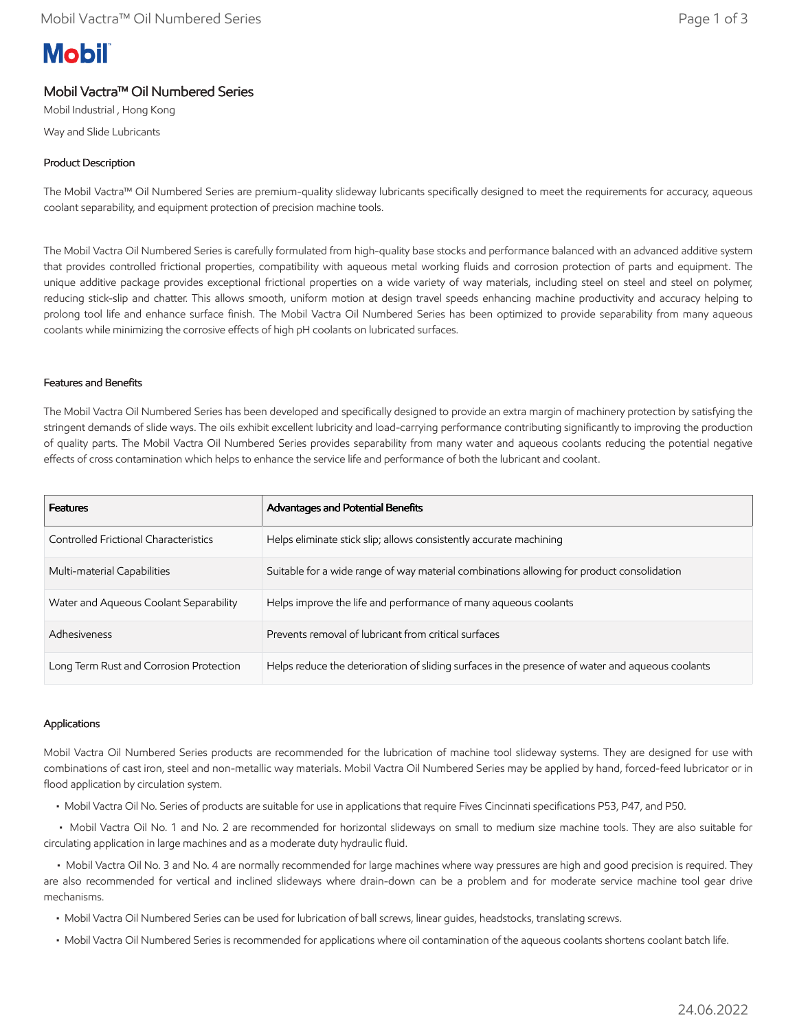# Mobil Vactra™ Oil Numbered Series

Mobil Industrial , Hong Kong

Way and Slide Lubricants

## Product Description

The Mobil Vactra™ Oil Numbered Series are premium-quality slideway lubricants specifically designed to meet the requirements for accuracy, aqueous coolant separability, and equipment protection of precision machine tools.

The Mobil Vactra Oil Numbered Series is carefully formulated from high-quality base stocks and performance balanced with an advanced additive system that provides controlled frictional properties, compatibility with aqueous metal working fluids and corrosion protection of parts and equipment. The unique additive package provides exceptional frictional properties on a wide variety of way materials, including steel on steel and steel on polymer, reducing stick-slip and chatter. This allows smooth, uniform motion at design travel speeds enhancing machine productivity and accuracy helping to prolong tool life and enhance surface finish. The Mobil Vactra Oil Numbered Series has been optimized to provide separability from many aqueous coolants while minimizing the corrosive effects of high pH coolants on lubricated surfaces.

## Features and Benefits

The Mobil Vactra Oil Numbered Series has been developed and specifically designed to provide an extra margin of machinery protection by satisfying the stringent demands of slide ways. The oils exhibit excellent lubricity and load-carrying performance contributing significantly to improving the production of quality parts. The Mobil Vactra Oil Numbered Series provides separability from many water and aqueous coolants reducing the potential negative effects of cross contamination which helps to enhance the service life and performance of both the lubricant and coolant.

| Features | Advantages and Potential Benefits |
|---|---|
| Controlled Frictional Characteristics | Helps eliminate stick slip; allows consistently accurate machining |
| Multi-material Capabilities | Suitable for a wide range of way material combinations allowing for product consolidation |
| Water and Aqueous Coolant Separability | Helps improve the life and performance of many aqueous coolants |
| Adhesiveness | Prevents removal of lubricant from critical surfaces |
| Long Term Rust and Corrosion Protection | Helps reduce the deterioration of sliding surfaces in the presence of water and aqueous coolants |

## Applications

Mobil Vactra Oil Numbered Series products are recommended for the lubrication of machine tool slideway systems. They are designed for use with combinations of cast iron, steel and non-metallic way materials. Mobil Vactra Oil Numbered Series may be applied by hand, forced-feed lubricator or in flood application by circulation system.

- Mobil Vactra Oil No. Series of products are suitable for use in applications that require Fives Cincinnati specifications P53, P47, and P50.
- Mobil Vactra Oil No. 1 and No. 2 are recommended for horizontal slideways on small to medium size machine tools. They are also suitable for circulating application in large machines and as a moderate duty hydraulic fluid.
- Mobil Vactra Oil No. 3 and No. 4 are normally recommended for large machines where way pressures are high and good precision is required. They are also recommended for vertical and inclined slideways where drain-down can be a problem and for moderate service machine tool gear drive mechanisms.
- Mobil Vactra Oil Numbered Series can be used for lubrication of ball screws, linear guides, headstocks, translating screws.
- Mobil Vactra Oil Numbered Series is recommended for applications where oil contamination of the aqueous coolants shortens coolant batch life.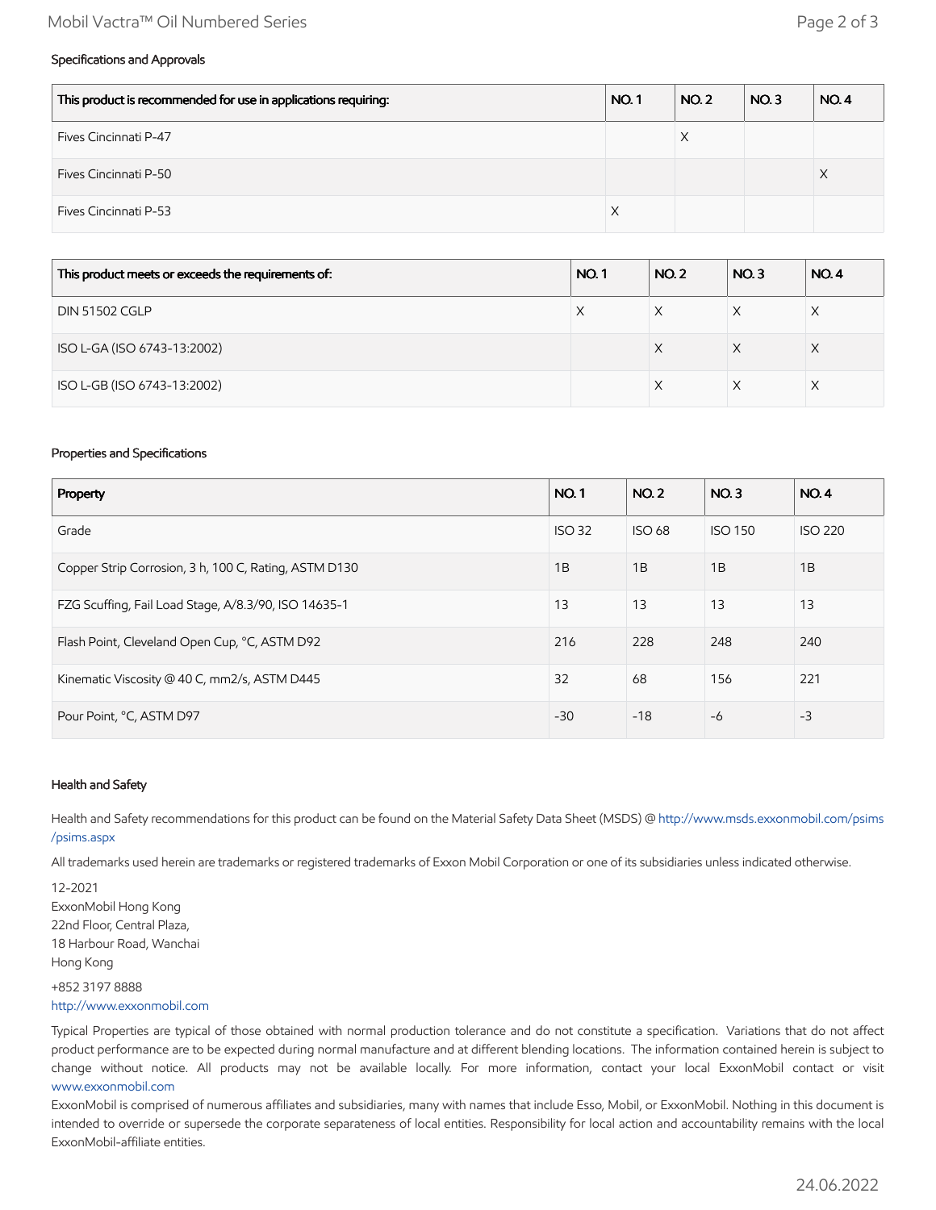### Specifications and Approvals

| This product is recommended for use in applications requiring: | NO. 1 | NO. 2 | NO. 3 | NO. 4 |
|---|---|---|---|---|
| Fives Cincinnati P-47 | | X | | |
| Fives Cincinnati P-50 | | | | X |
| Fives Cincinnati P-53 | X | | | |

| This product meets or exceeds the requirements of: | NO. 1 | NO. 2 | NO. 3 | NO. 4 |
|---|---|---|---|---|
| DIN 51502 CGLP | X | X | X | X |
| ISO L-GA (ISO 6743-13:2002) | | X | X | X |
| ISO L-GB (ISO 6743-13:2002) | | X | X | X |

### Properties and Specifications

| Property | NO. 1 | NO. 2 | NO. 3 | NO. 4 |
|---|---|---|---|---|
| Grade | ISO 32 | ISO 68 | ISO 150 | ISO 220 |
| Copper Strip Corrosion, 3 h, 100 C, Rating, ASTM D130 | 1B | 1B | 1B | 1B |
| FZG Scuffing, Fail Load Stage, A/8.3/90, ISO 14635-1 | 13 | 13 | 13 | 13 |
| Flash Point, Cleveland Open Cup, °C, ASTM D92 | 216 | 228 | 248 | 240 |
| Kinematic Viscosity @ 40 C, mm2/s, ASTM D445 | 32 | 68 | 156 | 221 |
| Pour Point, °C, ASTM D97 | -30 | -18 | -6 | -3 |

### Health and Safety

Health and Safety recommendations for this product can be found on the Material Safety Data Sheet (MSDS) @ http://www.msds.exxonmobil.com/psims/psims.aspx

All trademarks used herein are trademarks or registered trademarks of Exxon Mobil Corporation or one of its subsidiaries unless indicated otherwise.

12-2021
ExxonMobil Hong Kong
22nd Floor, Central Plaza,
18 Harbour Road, Wanchai
Hong Kong

+852 3197 8888
http://www.exxonmobil.com

Typical Properties are typical of those obtained with normal production tolerance and do not constitute a specification. Variations that do not affect product performance are to be expected during normal manufacture and at different blending locations. The information contained herein is subject to change without notice. All products may not be available locally. For more information, contact your local ExxonMobil contact or visit www.exxonmobil.com

ExxonMobil is comprised of numerous affiliates and subsidiaries, many with names that include Esso, Mobil, or ExxonMobil. Nothing in this document is intended to override or supersede the corporate separateness of local entities. Responsibility for local action and accountability remains with the local ExxonMobil-affiliate entities.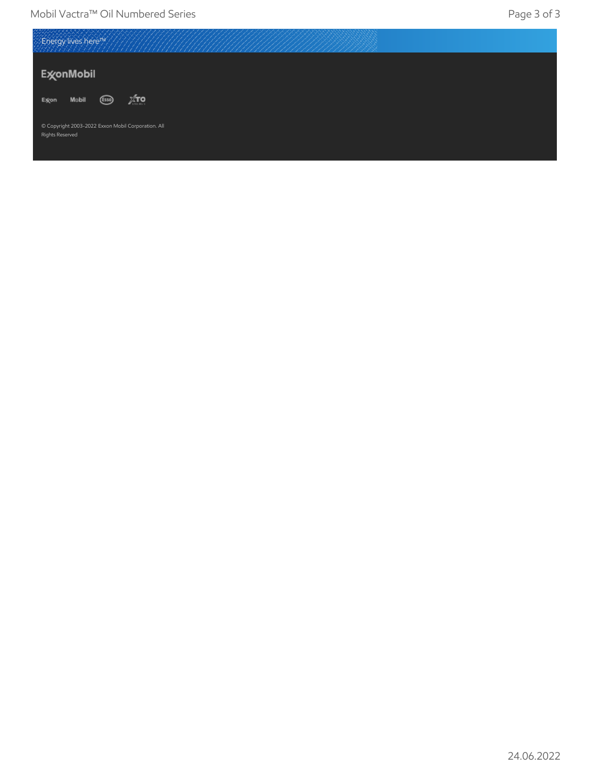Energy lives here™

ExxonMobil

Exxon Mobil Esso XTO

© Copyright 2003-2022 Exxon Mobil Corporation. All Rights Reserved